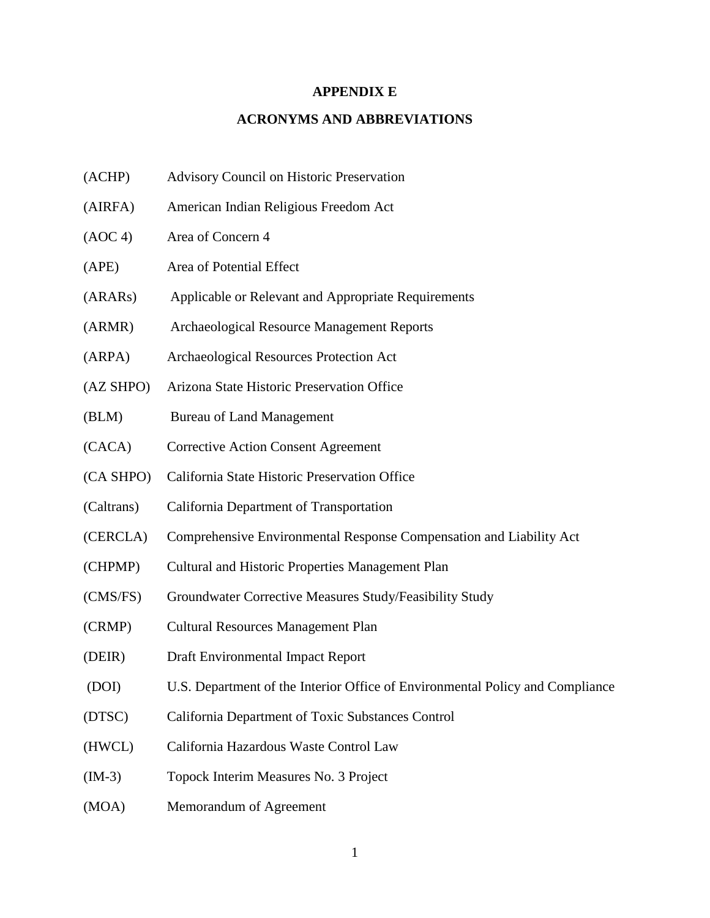# APPENDIX E

## ACRONYMS AND ABBREVIATIONS

(ACHP) Advisory Council on Historic Preservation

(AIRFA) American Indian Religious Freedom Act

(AOC 4) Area of Concern 4

(APE) Area of Potential Effect

(ARARs) Applicable or Relevant and Appropriate Requirements

(ARMR) Archaeological Resource Management Reports

(ARPA) Archaeological Resources Protection Act

(AZ SHPO) Arizona State Historic Preservation Office

(BLM) Bureau of Land Management

(CACA) Corrective Action Consent Agreement

(CA SHPO) California State Historic Preservation Office

(Caltrans) California Department of Transportation

(CERCLA) Comprehensive Environmental Response Compensation and Liability Act

(CHPMP) Cultural and Historic Properties Management Plan

(CMS/FS) Groundwater Corrective Measures Study/Feasibility Study

(CRMP) Cultural Resources Management Plan

(DEIR) Draft Environmental Impact Report

(DOI) U.S. Department of the Interior Office of Environmental Policy and Compliance

(DTSC) California Department of Toxic Substances Control

(HWCL) California Hazardous Waste Control Law

(IM-3) Topock Interim Measures No. 3 Project

(MOA) Memorandum of Agreement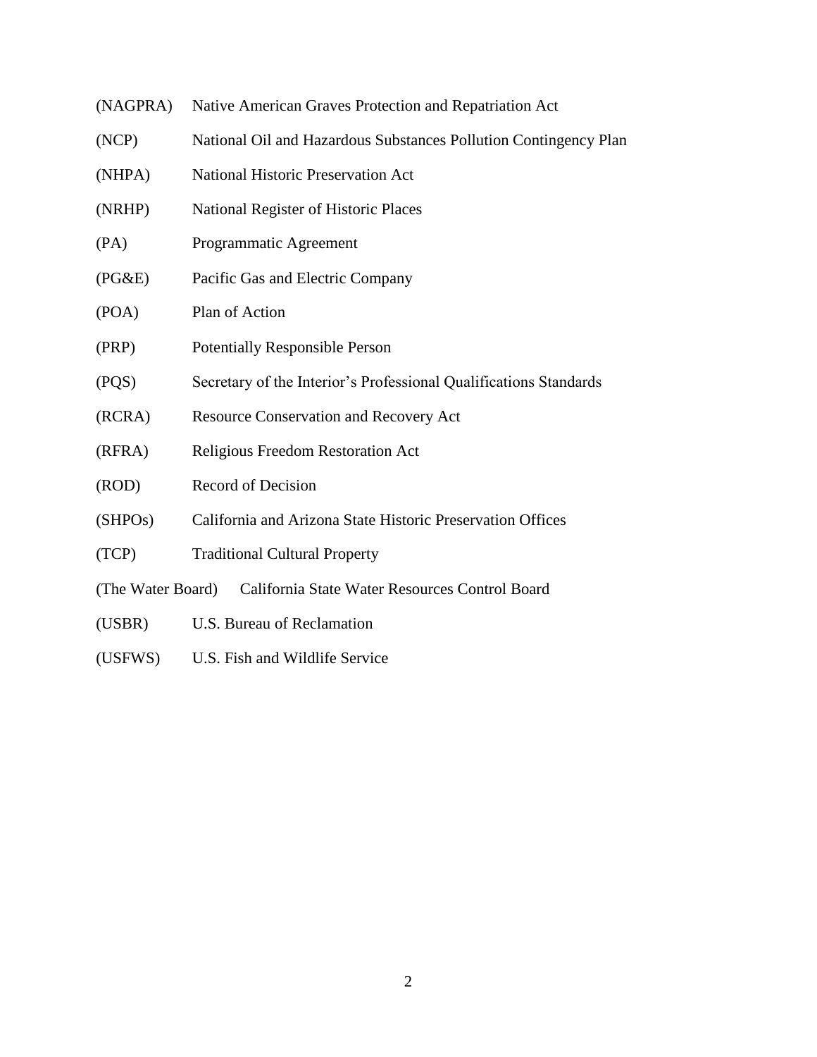| | |
|---|---|
| (NAGPRA) | Native American Graves Protection and Repatriation Act |
| (NCP) | National Oil and Hazardous Substances Pollution Contingency Plan |
| (NHPA) | National Historic Preservation Act |
| (NRHP) | National Register of Historic Places |
| (PA) | Programmatic Agreement |
| (PG&E) | Pacific Gas and Electric Company |
| (POA) | Plan of Action |
| (PRP) | Potentially Responsible Person |
| (PQS) | Secretary of the Interior's Professional Qualifications Standards |
| (RCRA) | Resource Conservation and Recovery Act |
| (RFRA) | Religious Freedom Restoration Act |
| (ROD) | Record of Decision |
| (SHPOs) | California and Arizona State Historic Preservation Offices |
| (TCP) | Traditional Cultural Property |
| (The Water Board) | California State Water Resources Control Board |
| (USBR) | U.S. Bureau of Reclamation |
| (USFWS) | U.S. Fish and Wildlife Service |